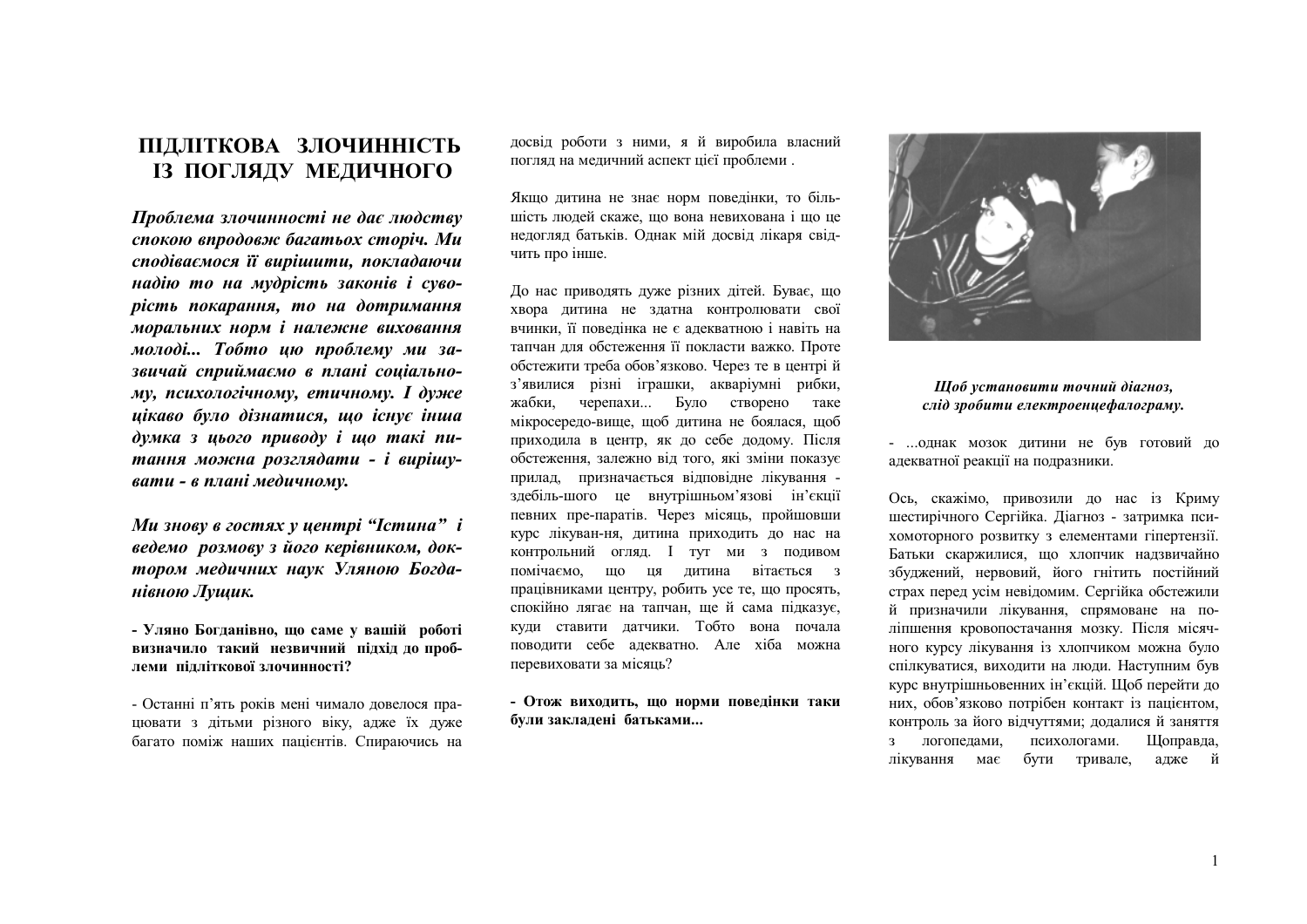# ПІДЛІТКОВА ЗЛОЧИННІСТЬ ІЗ ПОГЛЯДУ МЕДИЧНОГО

***Проблема злочинності не дає людству спокою впродовж багатьох сторіч. Ми сподіваємося її вирішити, покладаючи надію то на мудрість законів і суворість покарання, то на дотримання моральних норм і належне виховання молоді... Тобто цю проблему ми зазвичай сприймаємо в плані соціальному, психологічному, етичному. І дуже цікаво було дізнатися, що існує інша думка з цього приводу і що такі питання можна розглядати - і вирішувати - в плані медичному.***

***Ми знову в гостях у центрі "Істина" і ведемо розмову з його керівником, доктором медичних наук Уляною Богданівною Лущик.***

**- Уляно Богданівно, що саме у вашій роботі визначило такий незвичний підхід до проблеми підліткової злочинності?**

- Останні п'ять років мені чимало довелося працювати з дітьми різного віку, адже їх дуже багато поміж наших пацієнтів. Спираючись на досвід роботи з ними, я й виробила власний погляд на медичний аспект цієї проблеми .

Якщо дитина не знає норм поведінки, то більшість людей скаже, що вона невихована і що це недогляд батьків. Однак мій досвід лікаря свідчить про інше.

До нас приводять дуже різних дітей. Буває, що хвора дитина не здатна контролювати свої вчинки, її поведінка не є адекватною і навіть на тапчан для обстеження її покласти важко. Проте обстежити треба обов'язково. Через те в центрі й з'явилися різні іграшки, акваріумні рибки, жабки, черепахи... Було створено таке мікросередо-вище, щоб дитина не боялася, щоб приходила в центр, як до себе додому. Після обстеження, залежно від того, які зміни показує прилад, призначається відповідне лікування - здебіль-шого це внутрішньом'язові ін'єкції певних пре-паратів. Через місяць, пройшовши курс лікуван-ня, дитина приходить до нас на контрольний огляд. І тут ми з подивом помічаємо, що ця дитина вітається з працівниками центру, робить усе те, що просять, спокійно лягає на тапчан, ще й сама підказує, куди ставити датчики. Тобто вона почала поводити себе адекватно. Але хіба можна перевиховати за місяць?

**- Отож виходить, що норми поведінки таки були закладені батьками...**

*Щоб установити точний діагноз, слід зробити електроенцефалограму.*

- ...однак мозок дитини не був готовий до адекватної реакції на подразники.

Ось, скажімо, привозили до нас із Криму шестирічного Сергійка. Діагноз - затримка психомоторного розвитку з елементами гіпертензії. Батьки скаржилися, що хлопчик надзвичайно збуджений, нервовий, його гнітить постійний страх перед усім невідомим. Сергійка обстежили й призначили лікування, спрямоване на поліпшення кровопостачання мозку. Після місячного курсу лікування із хлопчиком можна було спілкуватися, виходити на люди. Наступним був курс внутрішньовенних ін'єкцій. Щоб перейти до них, обов'язково потрібен контакт із пацієнтом, контроль за його відчуттями; додалися й заняття з логопедами, психологами. Щоправда, лікування має бути тривале, адже й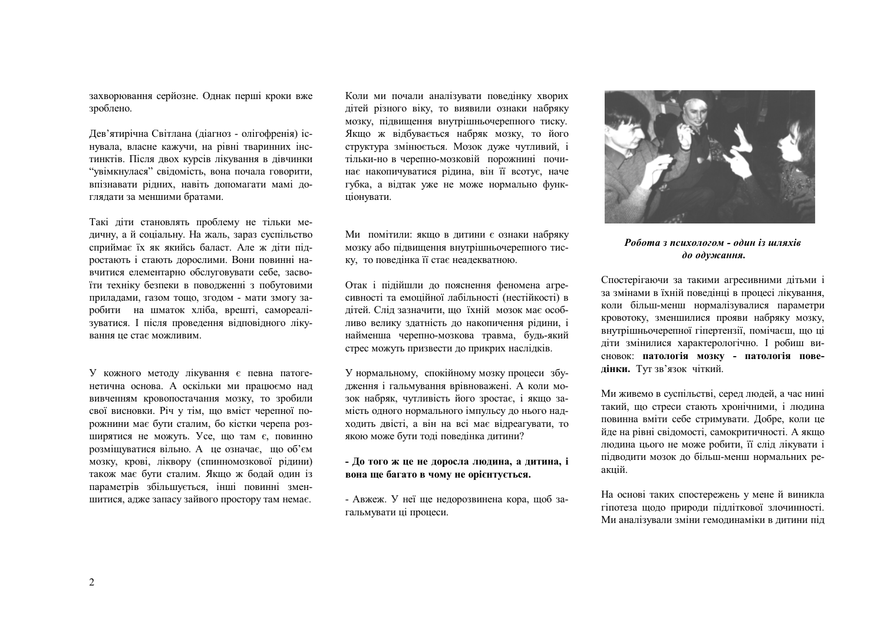захворювання серйозне. Однак перші кроки вже зроблено.

Дев'ятирічна Світлана (діагноз - олігофренія) існувала, власне кажучи, на рівні тваринних інстинктів. Після двох курсів лікування в дівчинки "увімкнулася" свідомість, вона почала говорити, впізнавати рідних, навіть допомагати мамі доглядати за меншими братами.

Такі діти становлять проблему не тільки медичну, а й соціальну. На жаль, зараз суспільство сприймає їх як якийсь баласт. Але ж діти підростають і стають дорослими. Вони повинні навчитися елементарно обслуговувати себе, засвоїти техніку безпеки в поводженні з побутовими приладами, газом тощо, згодом - мати змогу заробити на шматок хліба, врешті, самореалізуватися. І після проведення відповідного лікування це стає можливим.

У кожного методу лікування є певна патогенетична основа. А оскільки ми працюємо над вивченням кровопостачання мозку, то зробили свої висновки. Річ у тім, що вміст черепної порожнини має бути сталим, бо кістки черепа розширятися не можуть. Усе, що там є, повинно розміщуватися вільно. А це означає, що об'єм мозку, крові, ліквору (спинномозкової рідини) також має бути сталим. Якщо ж бодай один із параметрів збільшується, інші повинні зменшитися, адже запасу зайвого простору там немає.

Коли ми почали аналізувати поведінку хворих дітей різного віку, то виявили ознаки набряку мозку, підвищення внутрішньочерепного тиску. Якщо ж відбувається набряк мозку, то його структура змінюється. Мозок дуже чутливий, і тільки-но в черепно-мозковій порожнині починає накопичуватися рідина, він її всотує, наче губка, а відтак уже не може нормально функціонувати.

Ми помітили: якщо в дитини є ознаки набряку мозку або підвищення внутрішньочерепного тиску, то поведінка її стає неадекватною.

Отак і підійшли до пояснення феномена агресивності та емоційної лабільності (нестійкості) в дітей. Слід зазначити, що їхній мозок має особливо велику здатність до накопичення рідини, і найменша черепно-мозкова травма, будь-який стрес можуть призвести до прикрих наслідків.

У нормальному, спокійному мозку процеси збудження і гальмування врівноважені. А коли мозок набряк, чутливість його зростає, і якщо замість одного нормального імпульсу до нього надходить двісті, а він на всі має відреагувати, то якою може бути тоді поведінка дитини?

**- До того ж це не доросла людина, а дитина, і вона ще багато в чому не орієнтується.**

- Авжеж. У неї ще недорозвинена кора, щоб загальмувати ці процеси.

***Робота з психологом - один із шляхів до одужання.***

Спостерігаючи за такими агресивними дітьми і за змінами в їхній поведінці в процесі лікування, коли більш-менш нормалізувалися параметри кровотоку, зменшилися прояви набряку мозку, внутрішньочерепної гіпертензії, помічаєш, що ці діти змінилися характерологічно. І робиш висновок: **патологія мозку - патологія поведінки.** Тут зв'язок чіткий.

Ми живемо в суспільстві, серед людей, а час нині такий, що стреси стають хронічними, і людина повинна вміти себе стримувати. Добре, коли це йде на рівні свідомості, самокритичності. А якщо людина цього не може робити, її слід лікувати і підводити мозок до більш-менш нормальних реакцій.

На основі таких спостережень у мене й виникла гіпотеза щодо природи підліткової злочинності. Ми аналізували зміни гемодинаміки в дитини під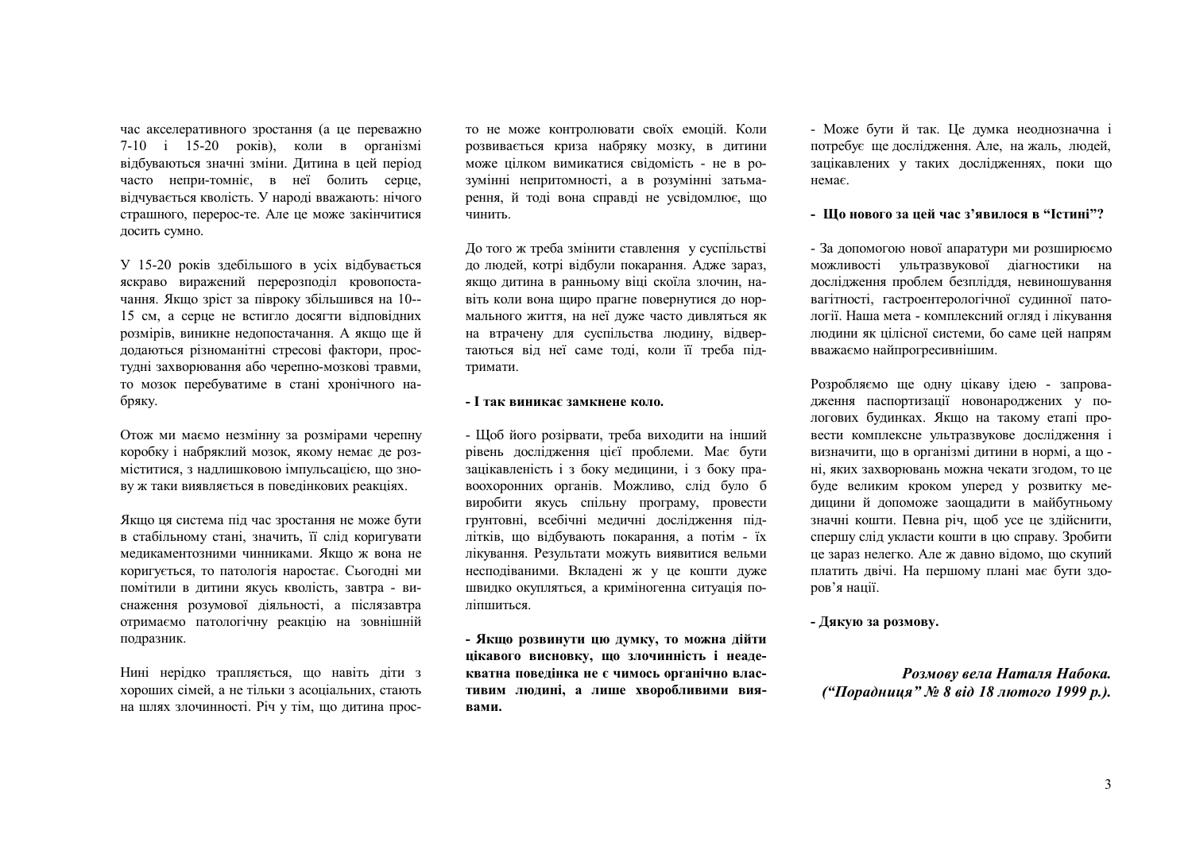час акселеративного зростання (а це переважно 7-10 і 15-20 років), коли в організмі відбуваються значні зміни. Дитина в цей період часто непри-томніє, в неї болить серце, відчувається кволість. У народі вважають: нічого страшного, перерос-те. Але це може закінчитися досить сумно.

У 15-20 років здебільшого в усіх відбувається яскраво виражений перерозподіл кровопостачання. Якщо зріст за півроку збільшився на 10--15 см, а серце не встигло досягти відповідних розмірів, виникне недопостачання. А якщо ще й додаються різноманітні стресові фактори, простудні захворювання або черепно-мозкові травми, то мозок перебуватиме в стані хронічного набряку.

Отож ми маємо незмінну за розмірами черепну коробку і набряклий мозок, якому немає де розміститися, з надлишковою імпульсацією, що знову ж таки виявляється в поведінкових реакціях.

Якщо ця система під час зростання не може бути в стабільному стані, значить, її слід коригувати медикаментозними чинниками. Якщо ж вона не коригується, то патологія наростає. Сьогодні ми помітили в дитини якусь кволість, завтра - виснаження розумової діяльності, а післязавтра отримаємо патологічну реакцію на зовнішній подразник.

Нині нерідко трапляється, що навіть діти з хороших сімей, а не тільки з асоціальних, стають на шлях злочинності. Річ у тім, що дитина просто не може контролювати своїх емоцій. Коли розвивається криза набряку мозку, в дитини може цілком вимикатися свідомість - не в розумінні непритомності, а в розумінні затьмарення, й тоді вона справді не усвідомлює, що чинить.

До того ж треба змінити ставлення у суспільстві до людей, котрі відбули покарання. Адже зараз, якщо дитина в ранньому віці скоїла злочин, навіть коли вона щиро прагне повернутися до нормального життя, на неї дуже часто дивляться як на втрачену для суспільства людину, відвертаються від неї саме тоді, коли її треба підтримати.

**- І так виникає замкнене коло.**

- Щоб його розірвати, треба виходити на інший рівень дослідження цієї проблеми. Має бути зацікавленість і з боку медицини, і з боку правоохоронних органів. Можливо, слід було б виробити якусь спільну програму, провести грунтовні, всебічні медичні дослідження підлітків, що відбувають покарання, а потім - їх лікування. Результати можуть виявитися вельми несподіваними. Вкладені ж у це кошти дуже швидко окупляться, а криміногенна ситуація поліпшиться.

**- Якщо розвинути цю думку, то можна дійти цікавого висновку, що злочинність і неадекватна поведінка не є чимось органічно властивим людині, а лише хворобливими виявами.**

- Може бути й так. Це думка неоднозначна і потребує ще дослідження. Але, на жаль, людей, зацікавлених у таких дослідженнях, поки що немає.

**- Що нового за цей час з'явилося в "Істині"?**

- За допомогою нової апаратури ми розширюємо можливості ультразвукової діагностики на дослідження проблем безпліддя, невиношування вагітності, гастроентерологічної судинної патології. Наша мета - комплексний огляд і лікування людини як цілісної системи, бо саме цей напрям вважаємо найпрогресивнішим.

Розробляємо ще одну цікаву ідею - запровадження паспортизації новонароджених у пологових будинках. Якщо на такому етапі провести комплексне ультразвукове дослідження і визначити, що в організмі дитини в нормі, а що - ні, яких захворювань можна чекати згодом, то це буде великим кроком уперед у розвитку медицини й допоможе заощадити в майбутньому значні кошти. Певна річ, щоб усе це здійснити, спершу слід укласти кошти в цю справу. Зробити це зараз нелегко. Але ж давно відомо, що скупий платить двічі. На першому плані має бути здоров'я нації.

**- Дякую за розмову.**

***Розмову вела Наталя Набока.***
***("Порадниця" № 8 від 18 лютого 1999 р.).***